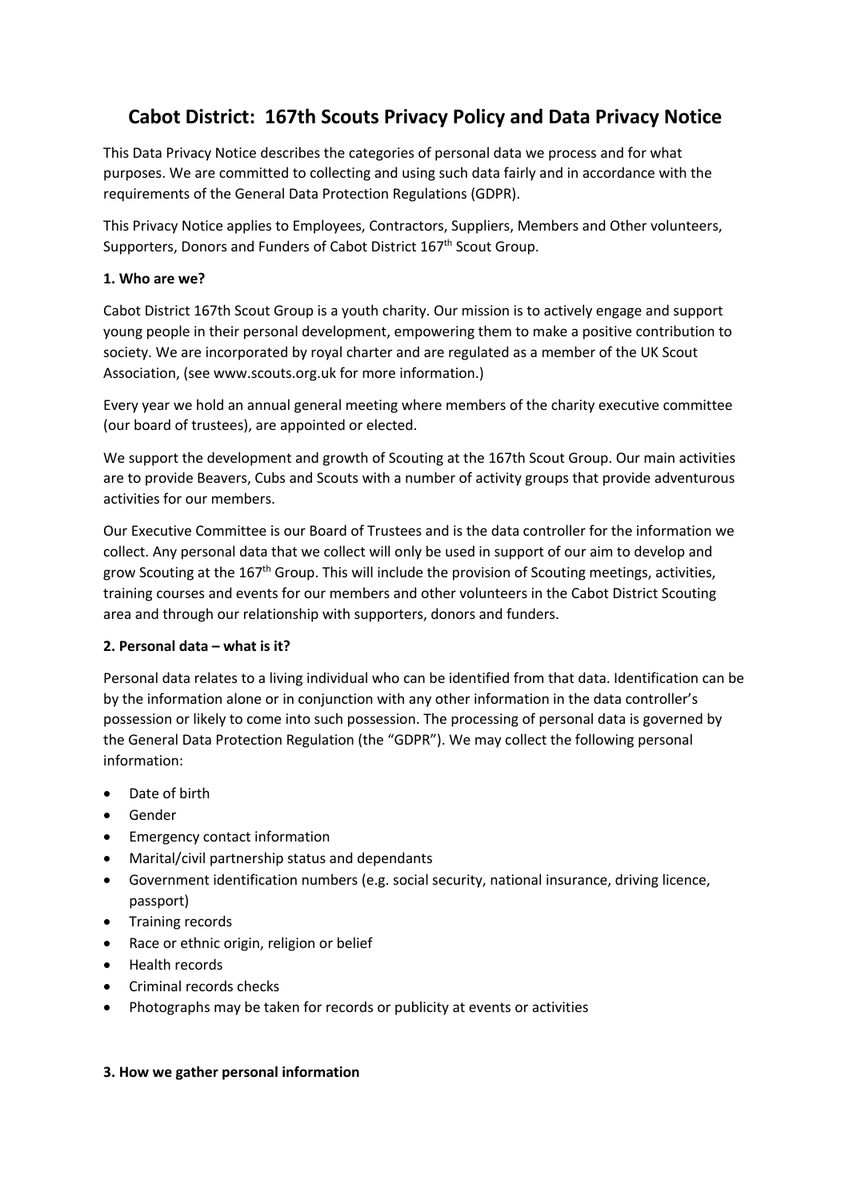# Cabot District: 167th Scouts Privacy Policy and Data Privacy Notice

This Data Privacy Notice describes the categories of personal data we process and for what purposes. We are committed to collecting and using such data fairly and in accordance with the requirements of the General Data Protection Regulations (GDPR).

This Privacy Notice applies to Employees, Contractors, Suppliers, Members and Other volunteers, Supporters, Donors and Funders of Cabot District 167th Scout Group.

**1. Who are we?**

Cabot District 167th Scout Group is a youth charity. Our mission is to actively engage and support young people in their personal development, empowering them to make a positive contribution to society. We are incorporated by royal charter and are regulated as a member of the UK Scout Association, (see www.scouts.org.uk for more information.)

Every year we hold an annual general meeting where members of the charity executive committee (our board of trustees), are appointed or elected.

We support the development and growth of Scouting at the 167th Scout Group. Our main activities are to provide Beavers, Cubs and Scouts with a number of activity groups that provide adventurous activities for our members.

Our Executive Committee is our Board of Trustees and is the data controller for the information we collect. Any personal data that we collect will only be used in support of our aim to develop and grow Scouting at the 167th Group. This will include the provision of Scouting meetings, activities, training courses and events for our members and other volunteers in the Cabot District Scouting area and through our relationship with supporters, donors and funders.

**2. Personal data – what is it?**

Personal data relates to a living individual who can be identified from that data. Identification can be by the information alone or in conjunction with any other information in the data controller's possession or likely to come into such possession. The processing of personal data is governed by the General Data Protection Regulation (the "GDPR"). We may collect the following personal information:

- Date of birth
- Gender
- Emergency contact information
- Marital/civil partnership status and dependants
- Government identification numbers (e.g. social security, national insurance, driving licence, passport)
- Training records
- Race or ethnic origin, religion or belief
- Health records
- Criminal records checks
- Photographs may be taken for records or publicity at events or activities

**3. How we gather personal information**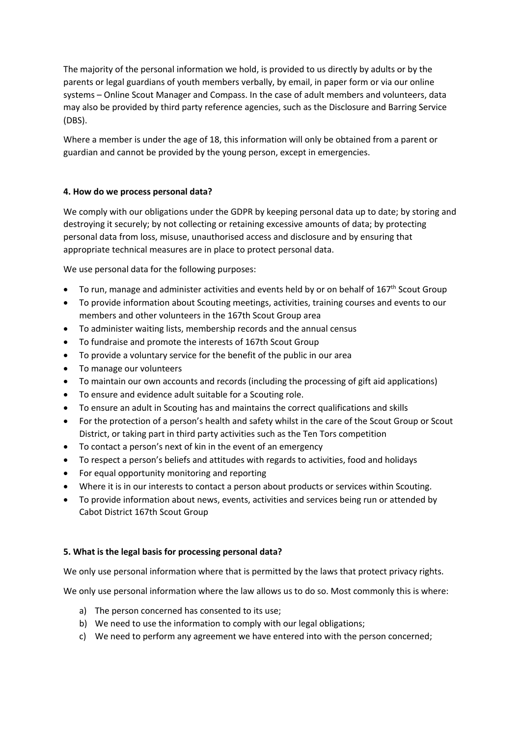The majority of the personal information we hold, is provided to us directly by adults or by the parents or legal guardians of youth members verbally, by email, in paper form or via our online systems – Online Scout Manager and Compass. In the case of adult members and volunteers, data may also be provided by third party reference agencies, such as the Disclosure and Barring Service (DBS).

Where a member is under the age of 18, this information will only be obtained from a parent or guardian and cannot be provided by the young person, except in emergencies.

**4. How do we process personal data?**

We comply with our obligations under the GDPR by keeping personal data up to date; by storing and destroying it securely; by not collecting or retaining excessive amounts of data; by protecting personal data from loss, misuse, unauthorised access and disclosure and by ensuring that appropriate technical measures are in place to protect personal data.

We use personal data for the following purposes:

- To run, manage and administer activities and events held by or on behalf of 167th Scout Group
- To provide information about Scouting meetings, activities, training courses and events to our members and other volunteers in the 167th Scout Group area
- To administer waiting lists, membership records and the annual census
- To fundraise and promote the interests of 167th Scout Group
- To provide a voluntary service for the benefit of the public in our area
- To manage our volunteers
- To maintain our own accounts and records (including the processing of gift aid applications)
- To ensure and evidence adult suitable for a Scouting role.
- To ensure an adult in Scouting has and maintains the correct qualifications and skills
- For the protection of a person's health and safety whilst in the care of the Scout Group or Scout District, or taking part in third party activities such as the Ten Tors competition
- To contact a person's next of kin in the event of an emergency
- To respect a person's beliefs and attitudes with regards to activities, food and holidays
- For equal opportunity monitoring and reporting
- Where it is in our interests to contact a person about products or services within Scouting.
- To provide information about news, events, activities and services being run or attended by Cabot District 167th Scout Group

**5. What is the legal basis for processing personal data?**

We only use personal information where that is permitted by the laws that protect privacy rights.

We only use personal information where the law allows us to do so. Most commonly this is where:

a) The person concerned has consented to its use;
b) We need to use the information to comply with our legal obligations;
c) We need to perform any agreement we have entered into with the person concerned;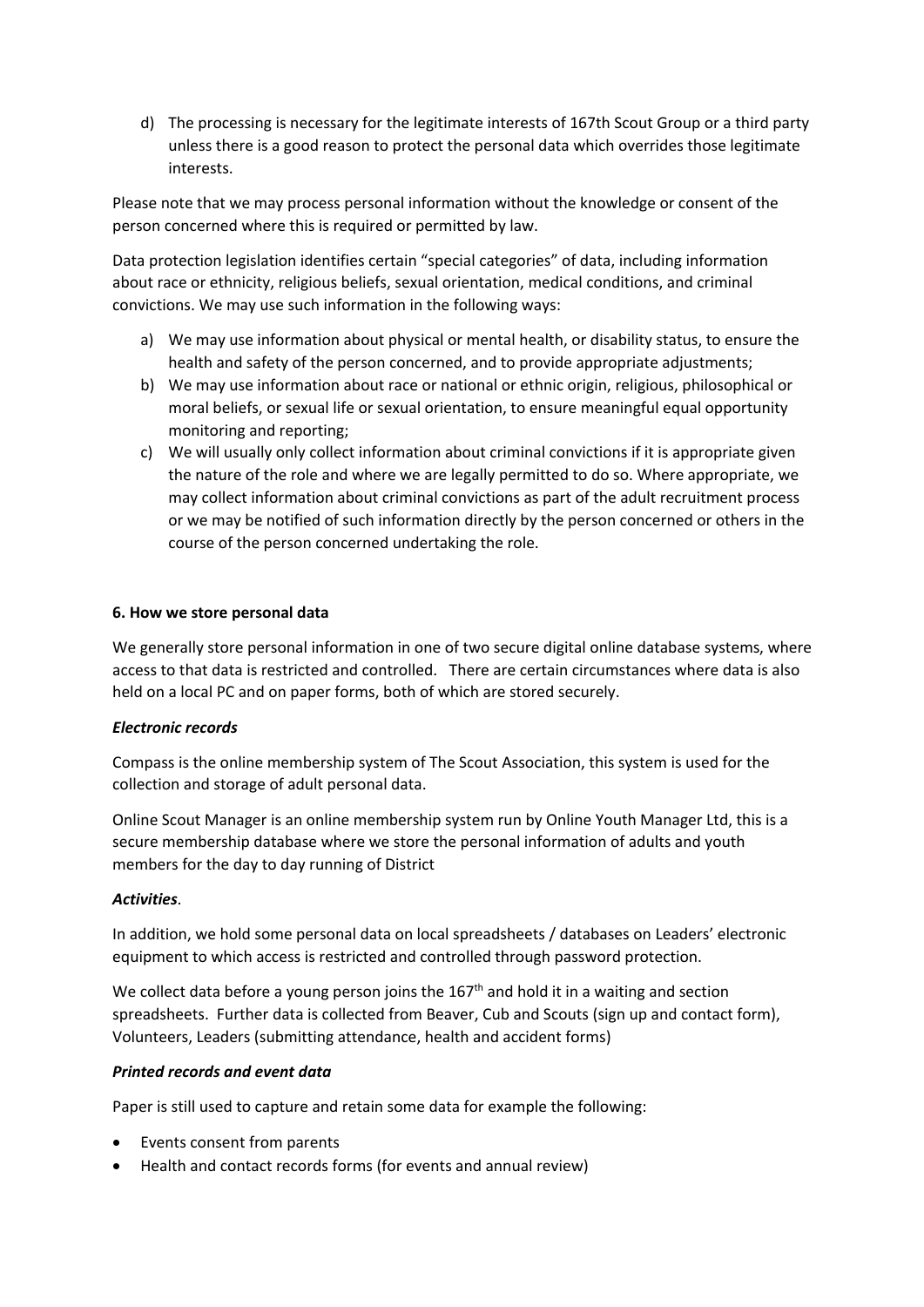d) The processing is necessary for the legitimate interests of 167th Scout Group or a third party unless there is a good reason to protect the personal data which overrides those legitimate interests.

Please note that we may process personal information without the knowledge or consent of the person concerned where this is required or permitted by law.

Data protection legislation identifies certain "special categories" of data, including information about race or ethnicity, religious beliefs, sexual orientation, medical conditions, and criminal convictions. We may use such information in the following ways:

a) We may use information about physical or mental health, or disability status, to ensure the health and safety of the person concerned, and to provide appropriate adjustments;
b) We may use information about race or national or ethnic origin, religious, philosophical or moral beliefs, or sexual life or sexual orientation, to ensure meaningful equal opportunity monitoring and reporting;
c) We will usually only collect information about criminal convictions if it is appropriate given the nature of the role and where we are legally permitted to do so. Where appropriate, we may collect information about criminal convictions as part of the adult recruitment process or we may be notified of such information directly by the person concerned or others in the course of the person concerned undertaking the role.

**6. How we store personal data**

We generally store personal information in one of two secure digital online database systems, where access to that data is restricted and controlled. There are certain circumstances where data is also held on a local PC and on paper forms, both of which are stored securely.

***Electronic records***

Compass is the online membership system of The Scout Association, this system is used for the collection and storage of adult personal data.

Online Scout Manager is an online membership system run by Online Youth Manager Ltd, this is a secure membership database where we store the personal information of adults and youth members for the day to day running of District

***Activities***.

In addition, we hold some personal data on local spreadsheets / databases on Leaders' electronic equipment to which access is restricted and controlled through password protection.

We collect data before a young person joins the 167th and hold it in a waiting and section spreadsheets. Further data is collected from Beaver, Cub and Scouts (sign up and contact form), Volunteers, Leaders (submitting attendance, health and accident forms)

***Printed records and event data***

Paper is still used to capture and retain some data for example the following:

- Events consent from parents
- Health and contact records forms (for events and annual review)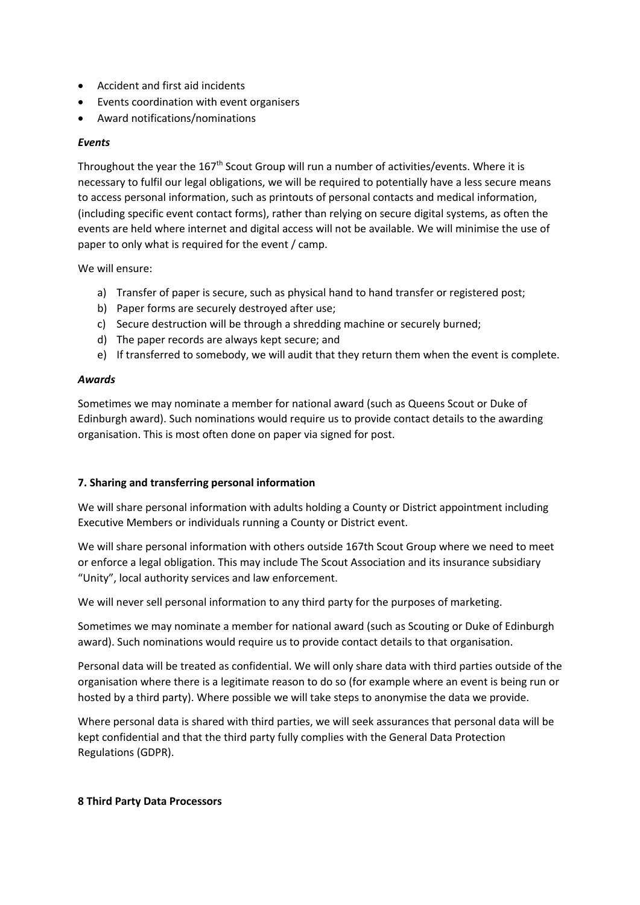- Accident and first aid incidents
- Events coordination with event organisers
- Award notifications/nominations

***Events***

Throughout the year the 167th Scout Group will run a number of activities/events. Where it is necessary to fulfil our legal obligations, we will be required to potentially have a less secure means to access personal information, such as printouts of personal contacts and medical information, (including specific event contact forms), rather than relying on secure digital systems, as often the events are held where internet and digital access will not be available. We will minimise the use of paper to only what is required for the event / camp.

We will ensure:

a) Transfer of paper is secure, such as physical hand to hand transfer or registered post;
b) Paper forms are securely destroyed after use;
c) Secure destruction will be through a shredding machine or securely burned;
d) The paper records are always kept secure; and
e) If transferred to somebody, we will audit that they return them when the event is complete.

***Awards***

Sometimes we may nominate a member for national award (such as Queens Scout or Duke of Edinburgh award). Such nominations would require us to provide contact details to the awarding organisation. This is most often done on paper via signed for post.

**7. Sharing and transferring personal information**

We will share personal information with adults holding a County or District appointment including Executive Members or individuals running a County or District event.

We will share personal information with others outside 167th Scout Group where we need to meet or enforce a legal obligation. This may include The Scout Association and its insurance subsidiary "Unity", local authority services and law enforcement.

We will never sell personal information to any third party for the purposes of marketing.

Sometimes we may nominate a member for national award (such as Scouting or Duke of Edinburgh award). Such nominations would require us to provide contact details to that organisation.

Personal data will be treated as confidential. We will only share data with third parties outside of the organisation where there is a legitimate reason to do so (for example where an event is being run or hosted by a third party). Where possible we will take steps to anonymise the data we provide.

Where personal data is shared with third parties, we will seek assurances that personal data will be kept confidential and that the third party fully complies with the General Data Protection Regulations (GDPR).

**8 Third Party Data Processors**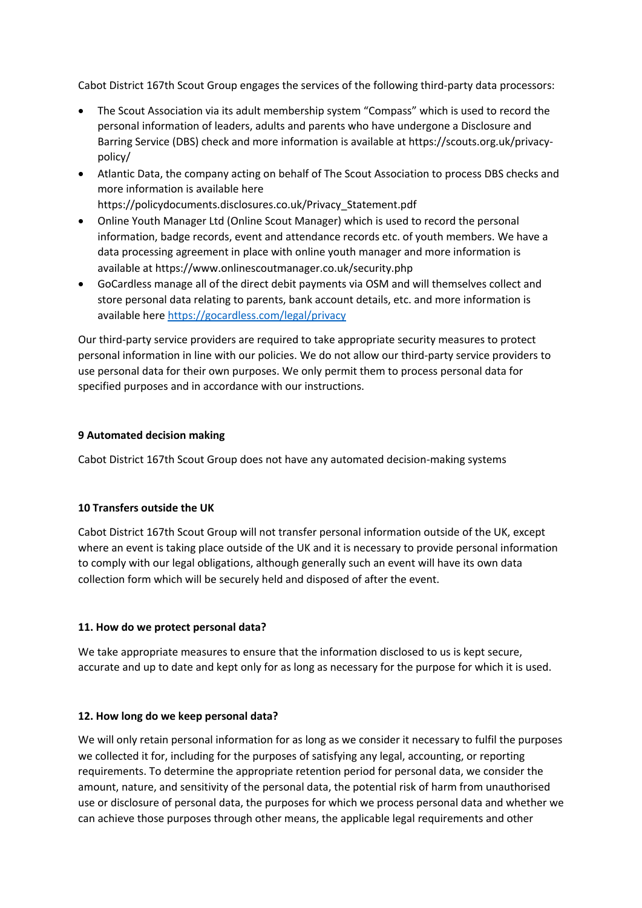Cabot District 167th Scout Group engages the services of the following third-party data processors:

- The Scout Association via its adult membership system “Compass” which is used to record the personal information of leaders, adults and parents who have undergone a Disclosure and Barring Service (DBS) check and more information is available at https://scouts.org.uk/privacy-policy/
- Atlantic Data, the company acting on behalf of The Scout Association to process DBS checks and more information is available here https://policydocuments.disclosures.co.uk/Privacy_Statement.pdf
- Online Youth Manager Ltd (Online Scout Manager) which is used to record the personal information, badge records, event and attendance records etc. of youth members. We have a data processing agreement in place with online youth manager and more information is available at https://www.onlinescoutmanager.co.uk/security.php
- GoCardless manage all of the direct debit payments via OSM and will themselves collect and store personal data relating to parents, bank account details, etc. and more information is available here [https://gocardless.com/legal/privacy](https://gocardless.com/legal/privacy)

Our third-party service providers are required to take appropriate security measures to protect personal information in line with our policies. We do not allow our third-party service providers to use personal data for their own purposes. We only permit them to process personal data for specified purposes and in accordance with our instructions.

**9 Automated decision making**

Cabot District 167th Scout Group does not have any automated decision-making systems

**10 Transfers outside the UK**

Cabot District 167th Scout Group will not transfer personal information outside of the UK, except where an event is taking place outside of the UK and it is necessary to provide personal information to comply with our legal obligations, although generally such an event will have its own data collection form which will be securely held and disposed of after the event.

**11. How do we protect personal data?**

We take appropriate measures to ensure that the information disclosed to us is kept secure, accurate and up to date and kept only for as long as necessary for the purpose for which it is used.

**12. How long do we keep personal data?**

We will only retain personal information for as long as we consider it necessary to fulfil the purposes we collected it for, including for the purposes of satisfying any legal, accounting, or reporting requirements. To determine the appropriate retention period for personal data, we consider the amount, nature, and sensitivity of the personal data, the potential risk of harm from unauthorised use or disclosure of personal data, the purposes for which we process personal data and whether we can achieve those purposes through other means, the applicable legal requirements and other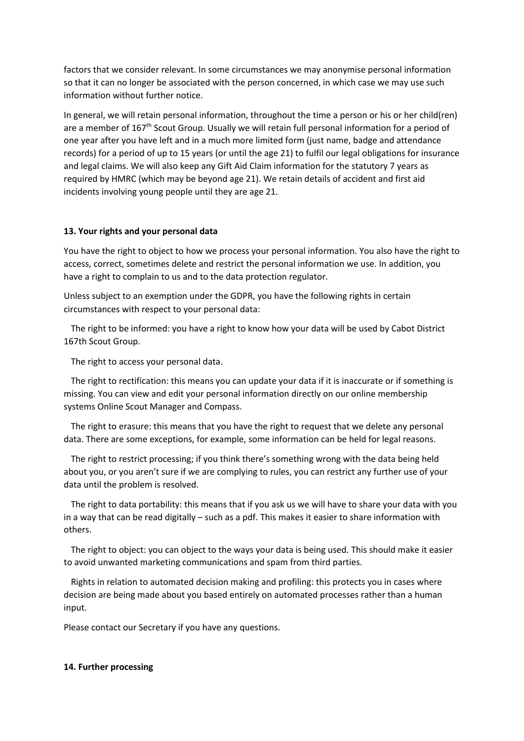factors that we consider relevant. In some circumstances we may anonymise personal information so that it can no longer be associated with the person concerned, in which case we may use such information without further notice.

In general, we will retain personal information, throughout the time a person or his or her child(ren) are a member of 167th Scout Group. Usually we will retain full personal information for a period of one year after you have left and in a much more limited form (just name, badge and attendance records) for a period of up to 15 years (or until the age 21) to fulfil our legal obligations for insurance and legal claims. We will also keep any Gift Aid Claim information for the statutory 7 years as required by HMRC (which may be beyond age 21). We retain details of accident and first aid incidents involving young people until they are age 21.

**13. Your rights and your personal data**

You have the right to object to how we process your personal information. You also have the right to access, correct, sometimes delete and restrict the personal information we use. In addition, you have a right to complain to us and to the data protection regulator.

Unless subject to an exemption under the GDPR, you have the following rights in certain circumstances with respect to your personal data:

The right to be informed: you have a right to know how your data will be used by Cabot District 167th Scout Group.

The right to access your personal data.

The right to rectification: this means you can update your data if it is inaccurate or if something is missing. You can view and edit your personal information directly on our online membership systems Online Scout Manager and Compass.

The right to erasure: this means that you have the right to request that we delete any personal data. There are some exceptions, for example, some information can be held for legal reasons.

The right to restrict processing; if you think there's something wrong with the data being held about you, or you aren't sure if we are complying to rules, you can restrict any further use of your data until the problem is resolved.

The right to data portability: this means that if you ask us we will have to share your data with you in a way that can be read digitally – such as a pdf. This makes it easier to share information with others.

The right to object: you can object to the ways your data is being used. This should make it easier to avoid unwanted marketing communications and spam from third parties.

Rights in relation to automated decision making and profiling: this protects you in cases where decision are being made about you based entirely on automated processes rather than a human input.

Please contact our Secretary if you have any questions.

**14. Further processing**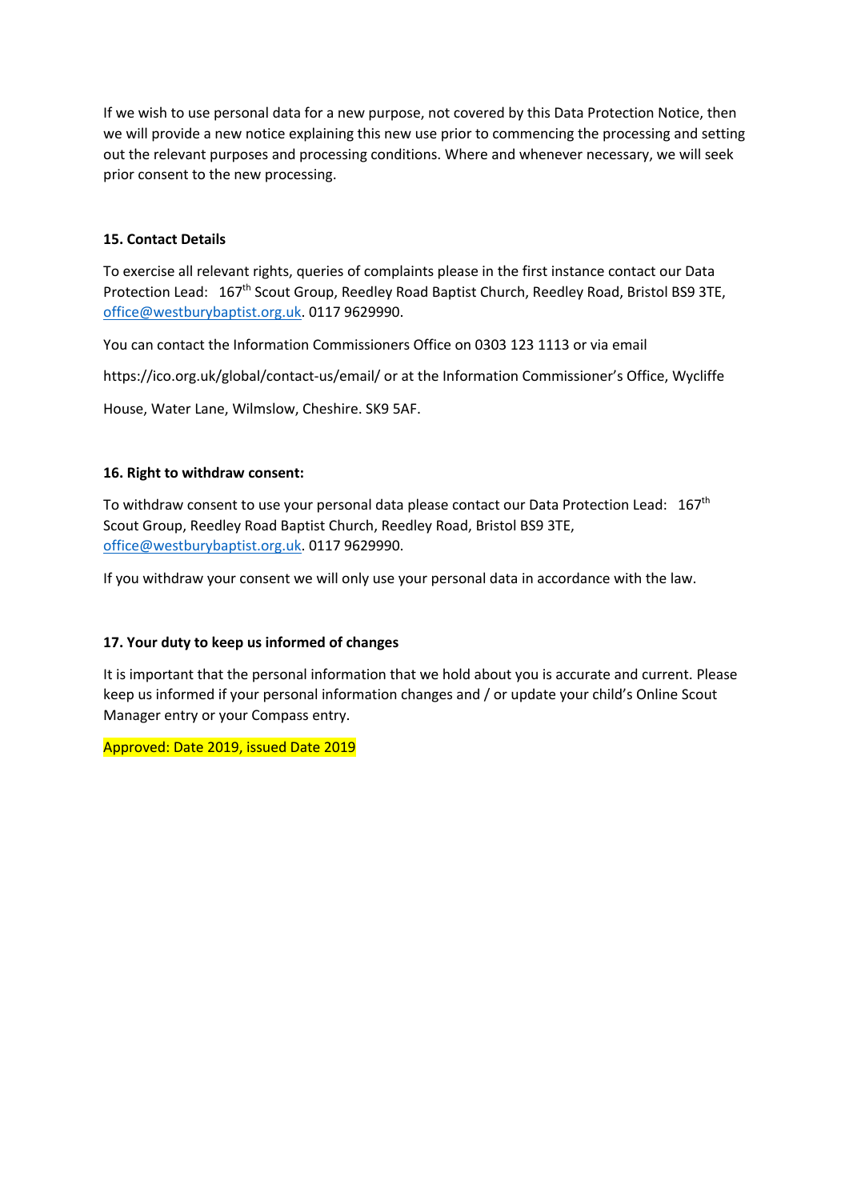If we wish to use personal data for a new purpose, not covered by this Data Protection Notice, then we will provide a new notice explaining this new use prior to commencing the processing and setting out the relevant purposes and processing conditions. Where and whenever necessary, we will seek prior consent to the new processing.

**15. Contact Details**

To exercise all relevant rights, queries of complaints please in the first instance contact our Data Protection Lead: 167th Scout Group, Reedley Road Baptist Church, Reedley Road, Bristol BS9 3TE, office@westburybaptist.org.uk. 0117 9629990.

You can contact the Information Commissioners Office on 0303 123 1113 or via email

https://ico.org.uk/global/contact-us/email/ or at the Information Commissioner's Office, Wycliffe

House, Water Lane, Wilmslow, Cheshire. SK9 5AF.

**16. Right to withdraw consent:**

To withdraw consent to use your personal data please contact our Data Protection Lead: 167th Scout Group, Reedley Road Baptist Church, Reedley Road, Bristol BS9 3TE, office@westburybaptist.org.uk. 0117 9629990.

If you withdraw your consent we will only use your personal data in accordance with the law.

**17. Your duty to keep us informed of changes**

It is important that the personal information that we hold about you is accurate and current. Please keep us informed if your personal information changes and / or update your child's Online Scout Manager entry or your Compass entry.

Approved: Date 2019, issued Date 2019